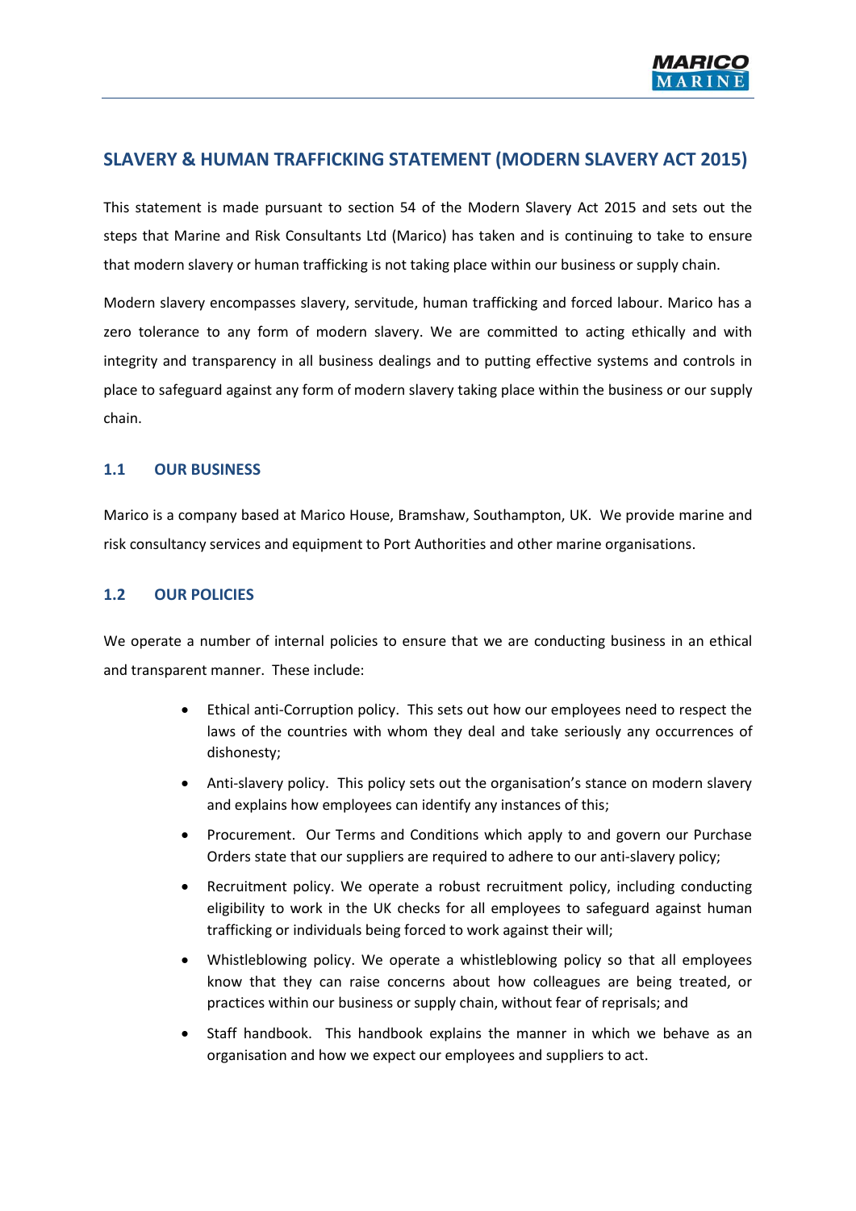# SLAVERY & HUMAN TRAFFICKING STATEMENT (MODERN SLAVERY ACT 2015)

This statement is made pursuant to section 54 of the Modern Slavery Act 2015 and sets out the steps that Marine and Risk Consultants Ltd (Marico) has taken and is continuing to take to ensure that modern slavery or human trafficking is not taking place within our business or supply chain.

Modern slavery encompasses slavery, servitude, human trafficking and forced labour. Marico has a zero tolerance to any form of modern slavery. We are committed to acting ethically and with integrity and transparency in all business dealings and to putting effective systems and controls in place to safeguard against any form of modern slavery taking place within the business or our supply chain.

## 1.1 OUR BUSINESS

Marico is a company based at Marico House, Bramshaw, Southampton, UK. We provide marine and risk consultancy services and equipment to Port Authorities and other marine organisations.

## 1.2 OUR POLICIES

We operate a number of internal policies to ensure that we are conducting business in an ethical and transparent manner. These include:

- Ethical anti-Corruption policy. This sets out how our employees need to respect the laws of the countries with whom they deal and take seriously any occurrences of dishonesty;
- Anti-slavery policy. This policy sets out the organisation's stance on modern slavery and explains how employees can identify any instances of this;
- Procurement. Our Terms and Conditions which apply to and govern our Purchase Orders state that our suppliers are required to adhere to our anti-slavery policy;
- Recruitment policy. We operate a robust recruitment policy, including conducting eligibility to work in the UK checks for all employees to safeguard against human trafficking or individuals being forced to work against their will;
- Whistleblowing policy. We operate a whistleblowing policy so that all employees know that they can raise concerns about how colleagues are being treated, or practices within our business or supply chain, without fear of reprisals; and
- Staff handbook. This handbook explains the manner in which we behave as an organisation and how we expect our employees and suppliers to act.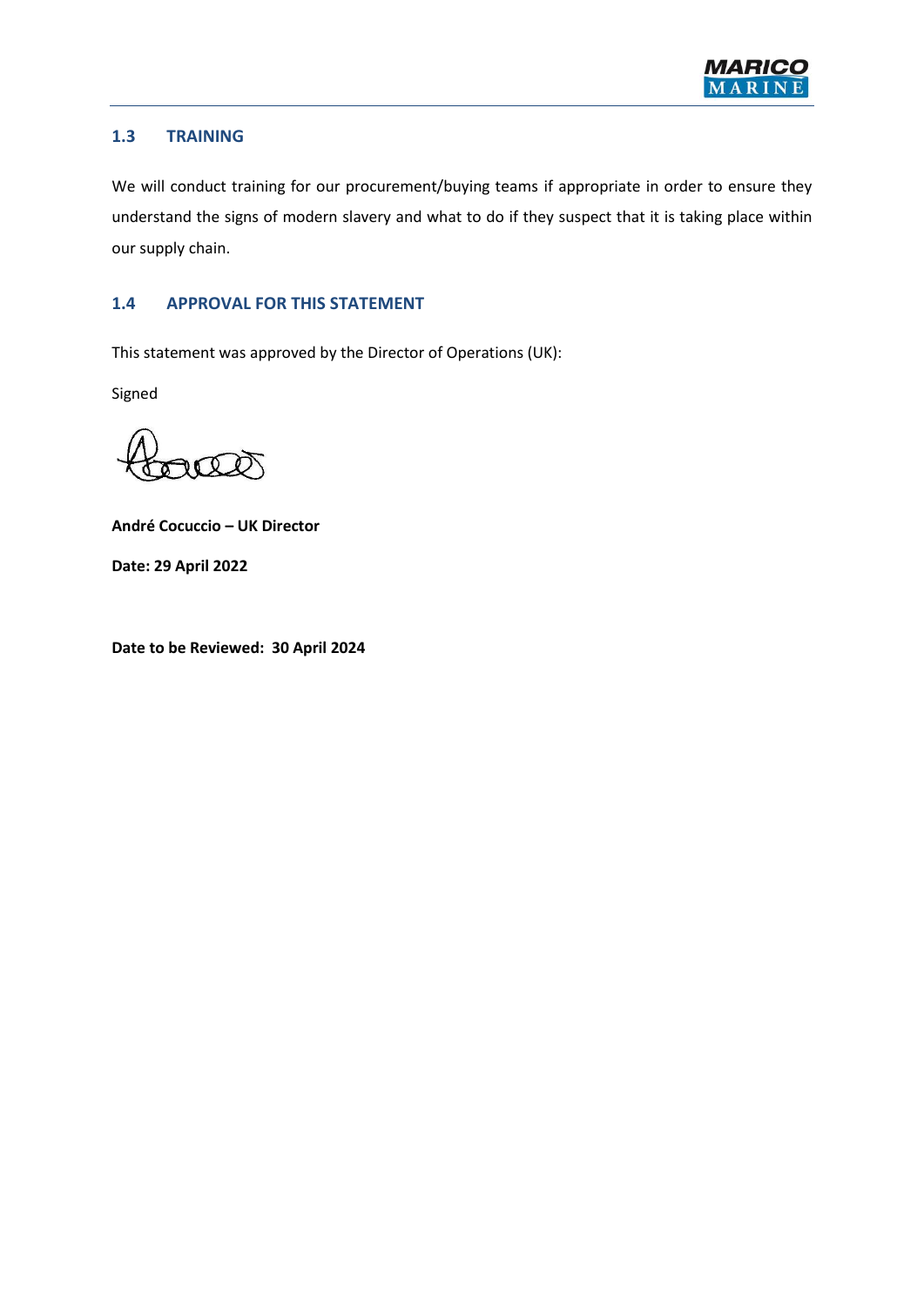### 1.3 TRAINING

We will conduct training for our procurement/buying teams if appropriate in order to ensure they understand the signs of modern slavery and what to do if they suspect that it is taking place within our supply chain.

### 1.4 APPROVAL FOR THIS STATEMENT

This statement was approved by the Director of Operations (UK):

Signed

**André Cocuccio – UK Director**

**Date: 29 April 2022**

**Date to be Reviewed: 30 April 2024**